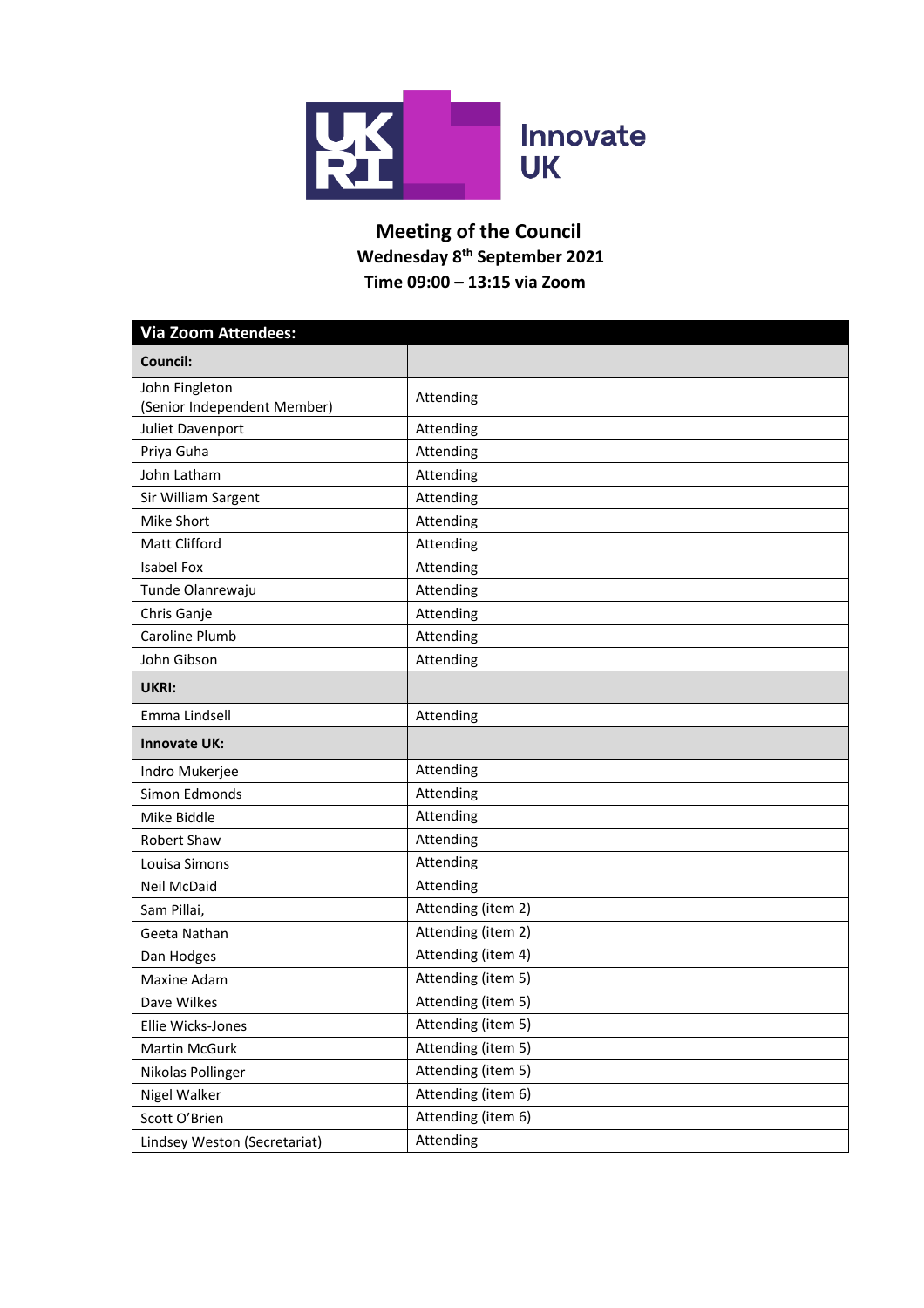Innovate UK

# Meeting of the Council

**Wednesday 8th September 2021**

**Time 09:00 – 13:15 via Zoom**

| **Via Zoom Attendees:** | |
|---|---|
| **Council:** | |
| John Fingleton (Senior Independent Member) | Attending |
| Juliet Davenport | Attending |
| Priya Guha | Attending |
| John Latham | Attending |
| Sir William Sargent | Attending |
| Mike Short | Attending |
| Matt Clifford | Attending |
| Isabel Fox | Attending |
| Tunde Olanrewaju | Attending |
| Chris Ganje | Attending |
| Caroline Plumb | Attending |
| John Gibson | Attending |
| **UKRI:** | |
| Emma Lindsell | Attending |
| **Innovate UK:** | |
| Indro Mukerjee | Attending |
| Simon Edmonds | Attending |
| Mike Biddle | Attending |
| Robert Shaw | Attending |
| Louisa Simons | Attending |
| Neil McDaid | Attending |
| Sam Pillai, | Attending (item 2) |
| Geeta Nathan | Attending (item 2) |
| Dan Hodges | Attending (item 4) |
| Maxine Adam | Attending (item 5) |
| Dave Wilkes | Attending (item 5) |
| Ellie Wicks-Jones | Attending (item 5) |
| Martin McGurk | Attending (item 5) |
| Nikolas Pollinger | Attending (item 5) |
| Nigel Walker | Attending (item 6) |
| Scott O'Brien | Attending (item 6) |
| Lindsey Weston (Secretariat) | Attending |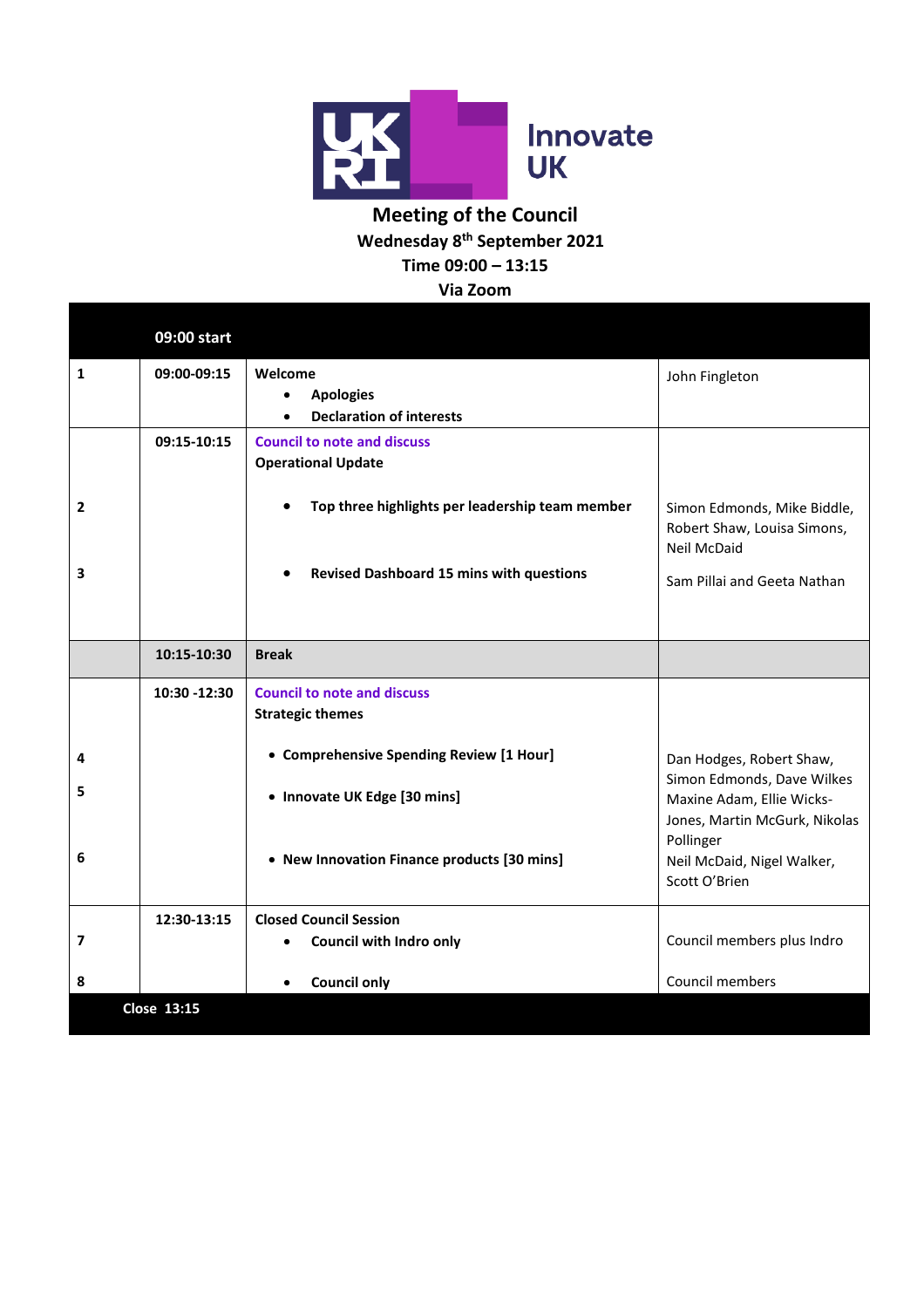# Meeting of the Council

**Wednesday 8th September 2021**

**Time 09:00 – 13:15**

**Via Zoom**

| | | | |
|---|---|---|---|
| | **09:00 start** | | |
| **1** | **09:00-09:15** | **Welcome**<br>• **Apologies**<br>• **Declaration of interests** | John Fingleton |
| | **09:15-10:15** | **Council to note and discuss**<br>**Operational Update** | |
| **2** | | • **Top three highlights per leadership team member** | Simon Edmonds, Mike Biddle, Robert Shaw, Louisa Simons, Neil McDaid |
| **3** | | • **Revised Dashboard 15 mins with questions** | Sam Pillai and Geeta Nathan |
| | **10:15-10:30** | **Break** | |
| | **10:30 -12:30** | **Council to note and discuss**<br>**Strategic themes** | |
| **4** | | • **Comprehensive Spending Review [1 Hour]** | Dan Hodges, Robert Shaw, Simon Edmonds, Dave Wilkes |
| **5** | | • **Innovate UK Edge [30 mins]** | Maxine Adam, Ellie Wicks-Jones, Martin McGurk, Nikolas Pollinger |
| **6** | | • **New Innovation Finance products [30 mins]** | Neil McDaid, Nigel Walker, Scott O'Brien |
| | **12:30-13:15** | **Closed Council Session** | |
| **7** | | • **Council with Indro only** | Council members plus Indro |
| **8** | | • **Council only** | Council members |
| | **Close 13:15** | | |